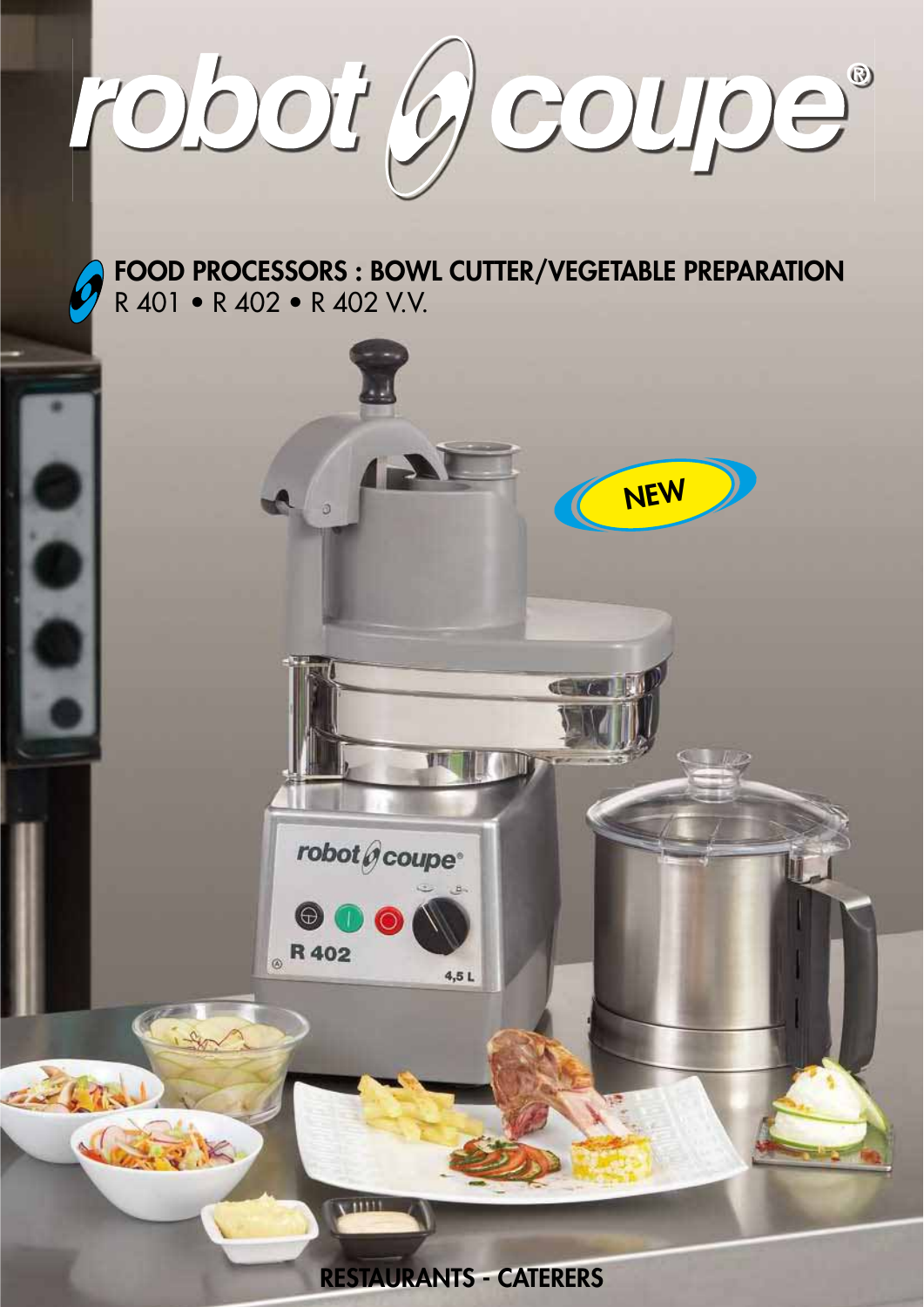# robot coupe®

## FOOD PROCESSORS : BOWL CUTTER/VEGETABLE PREPARATION

R 401 • R 402 • R 402 V.V.

NEW

RESTAURANTS - CATERERS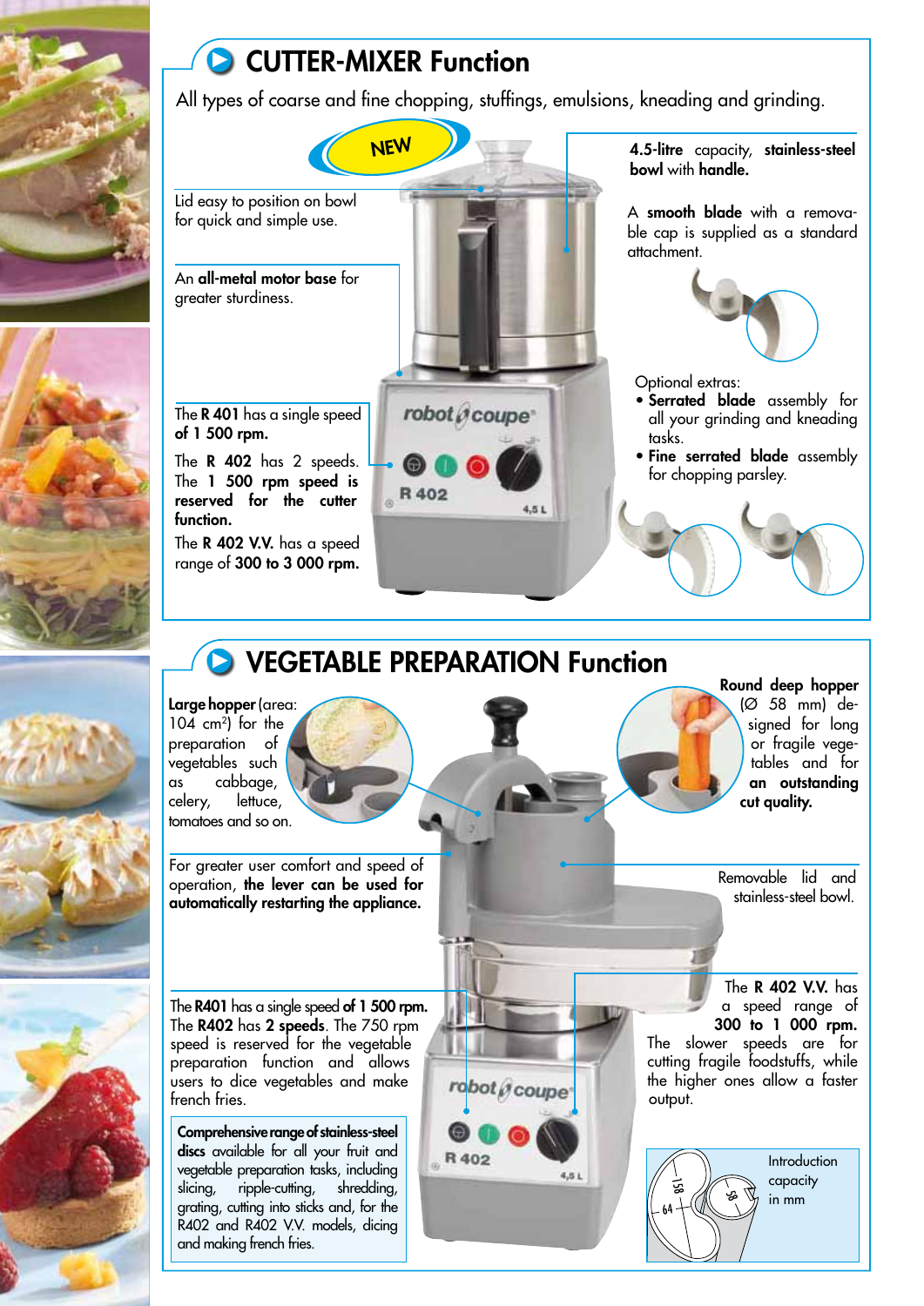## CUTTER-MIXER Function

All types of coarse and fine chopping, stuffings, emulsions, kneading and grinding.

NEW

Lid easy to position on bowl for quick and simple use.

An **all-metal motor base** for greater sturdiness.

The **R 401** has a single speed **of 1 500 rpm.**

The **R 402** has 2 speeds. **The 1 500 rpm speed is reserved for the cutter function.**

The **R 402 V.V.** has a speed range of **300 to 3 000 rpm.**

**4.5-litre** capacity, **stainless-steel bowl** with **handle.**

A **smooth blade** with a removable cap is supplied as a standard attachment.

Optional extras:

- **Serrated blade** assembly for all your grinding and kneading tasks.
- **Fine serrated blade** assembly for chopping parsley.

## VEGETABLE PREPARATION Function

**Large hopper** (area: 104 cm²) for the preparation of vegetables such as cabbage, celery, lettuce, tomatoes and so on.

For greater user comfort and speed of operation, **the lever can be used for automatically restarting the appliance.**

The **R401** has a single speed **of 1 500 rpm.** The **R402** has **2 speeds**. The 750 rpm speed is reserved for the vegetable preparation function and allows users to dice vegetables and make french fries.

**Comprehensive range of stainless-steel discs** available for all your fruit and vegetable preparation tasks, including slicing, ripple-cutting, shredding, grating, cutting into sticks and, for the R402 and R402 V.V. models, dicing and making french fries.

**Round deep hopper** (Ø 58 mm) designed for long or fragile vegetables and **an outstanding cut quality.**

Removable lid and stainless-steel bowl.

The **R 402 V.V.** has a speed range of **300 to 1 000 rpm.** The slower speeds are for cutting fragile foodstuffs, while the higher ones allow a faster output.

Introduction capacity in mm

158 — 64 — 58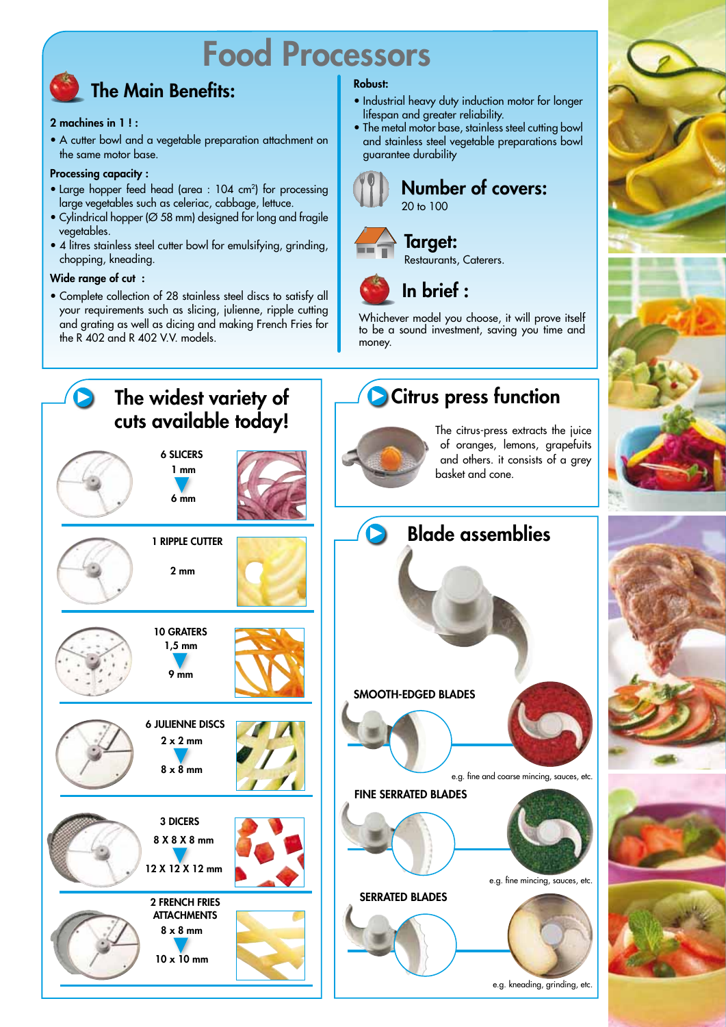# Food Processors

## The Main Benefits:

**2 machines in 1 ! :**

- A cutter bowl and a vegetable preparation attachment on the same motor base.

**Processing capacity :**

- Large hopper feed head (area : 104 cm²) for processing large vegetables such as celeriac, cabbage, lettuce.
- Cylindrical hopper (Ø 58 mm) designed for long and fragile vegetables.
- 4 litres stainless steel cutter bowl for emulsifying, grinding, chopping, kneading.

**Wide range of cut :**

- Complete collection of 28 stainless steel discs to satisfy all your requirements such as slicing, julienne, ripple cutting and grating as well as dicing and making French Fries for the R 402 and R 402 V.V. models.

**Robust:**

- Industrial heavy duty induction motor for longer lifespan and greater reliability.
- The metal motor base, stainless steel cutting bowl and stainless steel vegetable preparations bowl guarantee durability

## Number of covers:

20 to 100

## Target:

Restaurants, Caterers.

## In brief :

Whichever model you choose, it will prove itself to be a sound investment, saving you time and money.

## The widest variety of cuts available today!

**6 SLICERS**
1 mm
6 mm

**1 RIPPLE CUTTER**
2 mm

**10 GRATERS**
1,5 mm
9 mm

**6 JULIENNE DISCS**
2 x 2 mm
8 x 8 mm

**3 DICERS**
8 X 8 X 8 mm
12 X 12 X 12 mm

**2 FRENCH FRIES ATTACHMENTS**
8 x 8 mm
10 x 10 mm

## Citrus press function

The citrus-press extracts the juice of oranges, lemons, grapefuits and others. it consists of a grey basket and cone.

## Blade assemblies

**SMOOTH-EDGED BLADES**

e.g. fine and coarse mincing, sauces, etc.

**FINE SERRATED BLADES**

e.g. fine mincing, sauces, etc.

**SERRATED BLADES**

e.g. kneading, grinding, etc.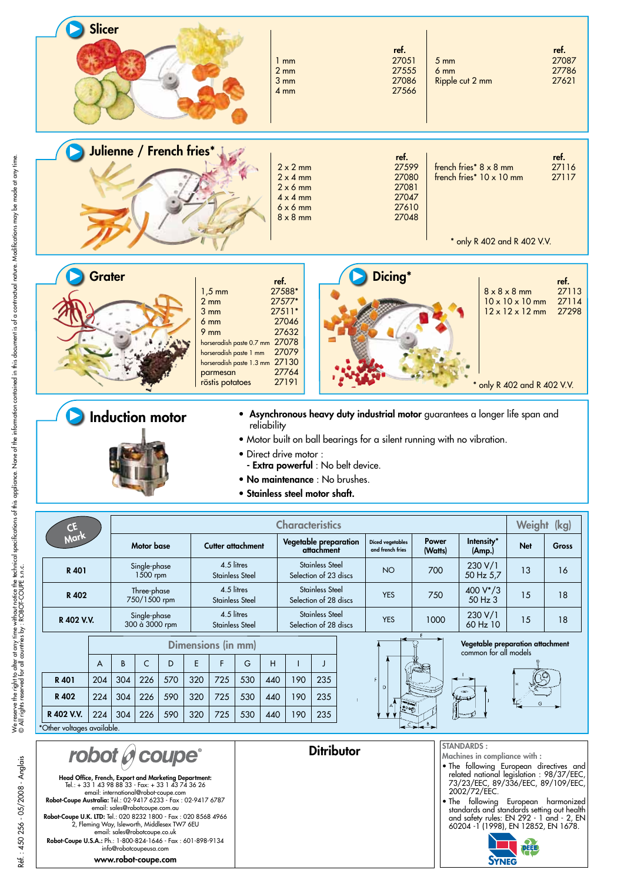## Slicer

| | ref. | | ref. |
|---|---|---|---|
| 1 mm | 27051 | 5 mm | 27087 |
| 2 mm | 27555 | 6 mm | 27786 |
| 3 mm | 27086 | Ripple cut 2 mm | 27621 |
| 4 mm | 27566 | | |

## Julienne / French fries*

| | ref. | | ref. |
|---|---|---|---|
| 2 x 2 mm | 27599 | french fries* 8 x 8 mm | 27116 |
| 2 x 4 mm | 27080 | french fries* 10 x 10 mm | 27117 |
| 2 x 6 mm | 27081 | | |
| 4 x 4 mm | 27047 | | |
| 6 x 6 mm | 27610 | | |
| 8 x 8 mm | 27048 | | |

\* only R 402 and R 402 V.V.

## Grater

| | ref. |
|---|---|
| 1,5 mm | 27588* |
| 2 mm | 27577* |
| 3 mm | 27511* |
| 6 mm | 27046 |
| 9 mm | 27632 |
| horseradish paste 0.7 mm | 27078 |
| horseradish paste 1 mm | 27079 |
| horseradish paste 1.3 mm | 27130 |
| parmesan | 27764 |
| röstis potatoes | 27191 |

## Dicing*

| | ref. |
|---|---|
| 8 x 8 x 8 mm | 27113 |
| 10 x 10 x 10 mm | 27114 |
| 12 x 12 x 12 mm | 27298 |

\* only R 402 and R 402 V.V.

## Induction motor

- **Asynchronous heavy duty industrial motor** guarantees a longer life span and reliability
- Motor built on ball bearings for a silent running with no vibration.
- Direct drive motor :
  - **Extra powerful** : No belt device.
- **No maintenance** : No brushes.
- **Stainless steel motor shaft.**

CE Mark

| | Characteristics | | | | | | Weight (kg) | |
|---|---|---|---|---|---|---|---|---|
| | Motor base | Cutter attachment | Vegetable preparation attachment | Diced vegetables and french fries | Power (Watts) | Intensity* (Amp.) | Net | Gross |
| R 401 | Single-phase 1500 rpm | 4.5 litres Stainless Steel | Stainless Steel Selection of 23 discs | NO | 700 | 230 V/1 50 Hz 5,7 | 13 | 16 |
| R 402 | Three-phase 750/1500 rpm | 4.5 litres Stainless Steel | Stainless Steel Selection of 28 discs | YES | 750 | 400 V*/3 50 Hz 3 | 15 | 18 |
| R 402 V.V. | Single-phase 300 à 3000 rpm | 4.5 litres Stainless Steel | Stainless Steel Selection of 28 discs | YES | 1000 | 230 V/1 60 Hz 10 | 15 | 18 |

| | Dimensions (in mm) | | | | | | | | | |
|---|---|---|---|---|---|---|---|---|---|---|
| | A | B | C | D | E | F | G | H | I | J |
| R 401 | 204 | 304 | 226 | 570 | 320 | 725 | 530 | 440 | 190 | 235 |
| R 402 | 224 | 304 | 226 | 590 | 320 | 725 | 530 | 440 | 190 | 235 |
| R 402 V.V. | 224 | 304 | 226 | 590 | 320 | 725 | 530 | 440 | 190 | 235 |

*Other voltages available.

**Vegetable preparation attachment**
common for all models

robot coupe®

**Head Office, French, Export and Marketing Department:**
Tel.: + 33 1 43 98 88 33 - Fax: + 33 1 43 74 36 26
email: international@robot-coupe.com
**Robot-Coupe Australia:** Tel.: 02-9417 6233 - Fax : 02-9417 6787
email: sales@robotcoupe.com.au
**Robot-Coupe U.K. LTD:** Tel.: 020 8232 1800 - Fax : 020 8568 4966
2, Fleming Way, Isleworth, Middlesex TW7 6EU
email: sales@robotcoupe.co.uk
**Robot-Coupe U.S.A.:** Ph.: 1-800-824-1646 - Fax : 601-898-9134
info@robotcoupeusa.com
**www.robot-coupe.com**

## Ditributor

STANDARDS :
Machines in compliance with :

- The following European directives and related national legislation : 98/37/EEC, 73/23/EEC, 89/336/EEC, 89/109/EEC, 2002/72/EEC.
- The following European harmonized standards and standards setting out health and safety rules: EN 292 - 1 and - 2, EN 60204 -1 (1998), EN 12852, EN 1678.

We reserve the right to alter at any time without notice the technical specifications of this appliance. None of the information contained in this document is of a contractual nature. Modifications may be made at any time.
© All rights reserved for all countries by : ROBOT-COUPE s.n.c.

Ref. : 450 256 - 05/2008 - Anglais